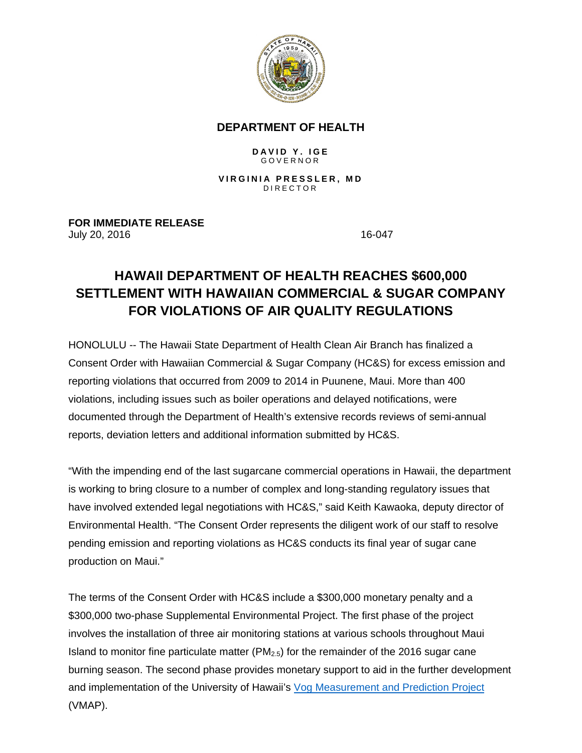**DEPARTMENT OF HEALTH**

**DAVID Y. IGE**
GOVERNOR

**VIRGINIA PRESSLER, MD**
DIRECTOR

**FOR IMMEDIATE RELEASE**
July 20, 2016 16-047

# HAWAII DEPARTMENT OF HEALTH REACHES $600,000 SETTLEMENT WITH HAWAIIAN COMMERCIAL & SUGAR COMPANY FOR VIOLATIONS OF AIR QUALITY REGULATIONS

HONOLULU -- The Hawaii State Department of Health Clean Air Branch has finalized a Consent Order with Hawaiian Commercial & Sugar Company (HC&S) for excess emission and reporting violations that occurred from 2009 to 2014 in Puunene, Maui. More than 400 violations, including issues such as boiler operations and delayed notifications, were documented through the Department of Health's extensive records reviews of semi-annual reports, deviation letters and additional information submitted by HC&S.

"With the impending end of the last sugarcane commercial operations in Hawaii, the department is working to bring closure to a number of complex and long-standing regulatory issues that have involved extended legal negotiations with HC&S," said Keith Kawaoka, deputy director of Environmental Health. "The Consent Order represents the diligent work of our staff to resolve pending emission and reporting violations as HC&S conducts its final year of sugar cane production on Maui."

The terms of the Consent Order with HC&S include a $300,000 monetary penalty and a $300,000 two-phase Supplemental Environmental Project. The first phase of the project involves the installation of three air monitoring stations at various schools throughout Maui Island to monitor fine particulate matter ($PM_{2.5}$) for the remainder of the 2016 sugar cane burning season. The second phase provides monetary support to aid in the further development and implementation of the University of Hawaii's Vog Measurement and Prediction Project (VMAP).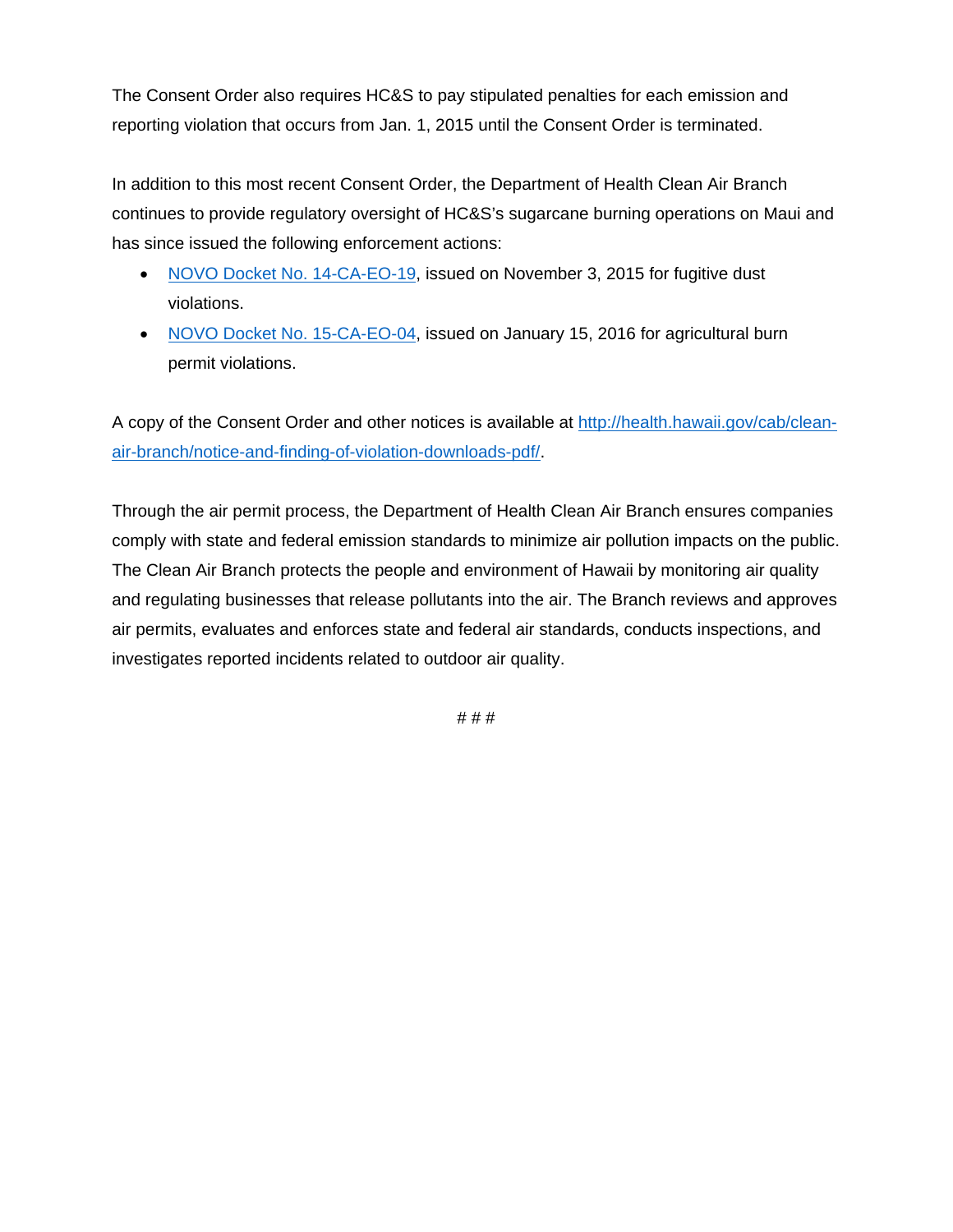The Consent Order also requires HC&S to pay stipulated penalties for each emission and reporting violation that occurs from Jan. 1, 2015 until the Consent Order is terminated.

In addition to this most recent Consent Order, the Department of Health Clean Air Branch continues to provide regulatory oversight of HC&S's sugarcane burning operations on Maui and has since issued the following enforcement actions:

- NOVO Docket No. 14-CA-EO-19, issued on November 3, 2015 for fugitive dust violations.
- NOVO Docket No. 15-CA-EO-04, issued on January 15, 2016 for agricultural burn permit violations.

A copy of the Consent Order and other notices is available at http://health.hawaii.gov/cab/clean-air-branch/notice-and-finding-of-violation-downloads-pdf/.

Through the air permit process, the Department of Health Clean Air Branch ensures companies comply with state and federal emission standards to minimize air pollution impacts on the public. The Clean Air Branch protects the people and environment of Hawaii by monitoring air quality and regulating businesses that release pollutants into the air. The Branch reviews and approves air permits, evaluates and enforces state and federal air standards, conducts inspections, and investigates reported incidents related to outdoor air quality.

# # #